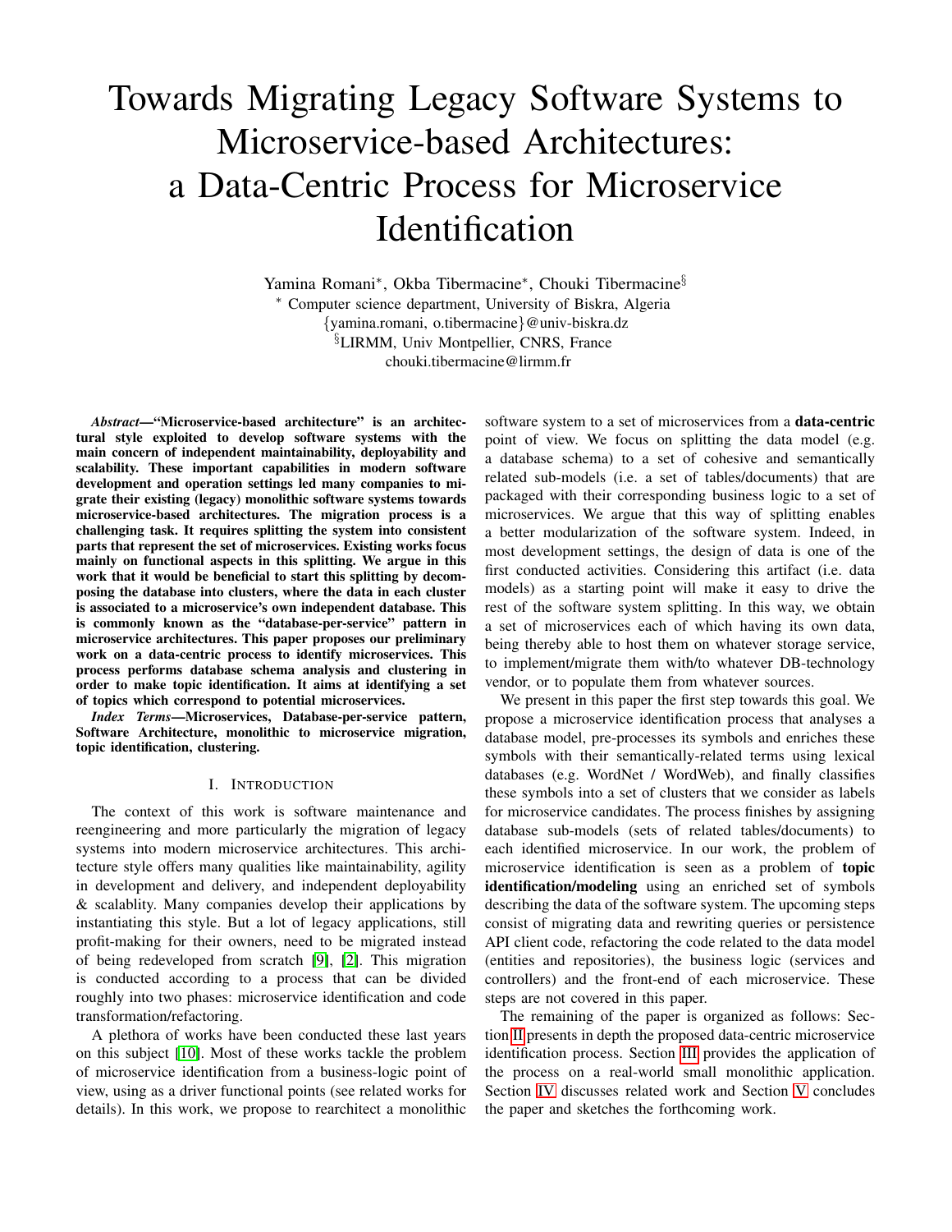# Towards Migrating Legacy Software Systems to Microservice-based Architectures: a Data-Centric Process for Microservice Identification

Yamina Romani[*], Okba Tibermacine[*], Chouki Tibermacine[§]

[*] Computer science department, University of Biskra, Algeria
{yamina.romani, o.tibermacine}@univ-biskra.dz

[§]LIRMM, Univ Montpellier, CNRS, France
chouki.tibermacine@lirmm.fr

***Abstract*—"Microservice-based architecture" is an architectural style exploited to develop software systems with the main concern of independent maintainability, deployability and scalability. These important capabilities in modern software development and operation settings led many companies to migrate their existing (legacy) monolithic software systems towards microservice-based architectures. The migration process is a challenging task. It requires splitting the system into consistent parts that represent the set of microservices. Existing works focus mainly on functional aspects in this splitting. We argue in this work that it would be beneficial to start this splitting by decomposing the database into clusters, where the data in each cluster is associated to a microservice's own independent database. This is commonly known as the "database-per-service" pattern in microservice architectures. This paper proposes our preliminary work on a data-centric process to identify microservices. This process performs database schema analysis and clustering in order to make topic identification. It aims at identifying a set of topics which correspond to potential microservices.**

***Index Terms*—Microservices, Database-per-service pattern, Software Architecture, monolithic to microservice migration, topic identification, clustering.**

## I. Introduction

The context of this work is software maintenance and reengineering and more particularly the migration of legacy systems into modern microservice architectures. This architecture style offers many qualities like maintainability, agility in development and delivery, and independent deployability & scalablity. Many companies develop their applications by instantiating this style. But a lot of legacy applications, still profit-making for their owners, need to be migrated instead of being redeveloped from scratch [9], [2]. This migration is conducted according to a process that can be divided roughly into two phases: microservice identification and code transformation/refactoring.

A plethora of works have been conducted these last years on this subject [10]. Most of these works tackle the problem of microservice identification from a business-logic point of view, using as a driver functional points (see related works for details). In this work, we propose to rearchitect a monolithic software system to a set of microservices from a **data-centric** point of view. We focus on splitting the data model (e.g. a database schema) to a set of cohesive and semantically related sub-models (i.e. a set of tables/documents) that are packaged with their corresponding business logic to a set of microservices. We argue that this way of splitting enables a better modularization of the software system. Indeed, in most development settings, the design of data is one of the first conducted activities. Considering this artifact (i.e. data models) as a starting point will make it easy to drive the rest of the software system splitting. In this way, we obtain a set of microservices each of which having its own data, being thereby able to host them on whatever storage service, to implement/migrate them with/to whatever DB-technology vendor, or to populate them from whatever sources.

We present in this paper the first step towards this goal. We propose a microservice identification process that analyses a database model, pre-processes its symbols and enriches these symbols with their semantically-related terms using lexical databases (e.g. WordNet / WordWeb), and finally classifies these symbols into a set of clusters that we consider as labels for microservice candidates. The process finishes by assigning database sub-models (sets of related tables/documents) to each identified microservice. In our work, the problem of microservice identification is seen as a problem of **topic identification/modeling** using an enriched set of symbols describing the data of the software system. The upcoming steps consist of migrating data and rewriting queries or persistence API client code, refactoring the code related to the data model (entities and repositories), the business logic (services and controllers) and the front-end of each microservice. These steps are not covered in this paper.

The remaining of the paper is organized as follows: Section II presents in depth the proposed data-centric microservice identification process. Section III provides the application of the process on a real-world small monolithic application. Section IV discusses related work and Section V concludes the paper and sketches the forthcoming work.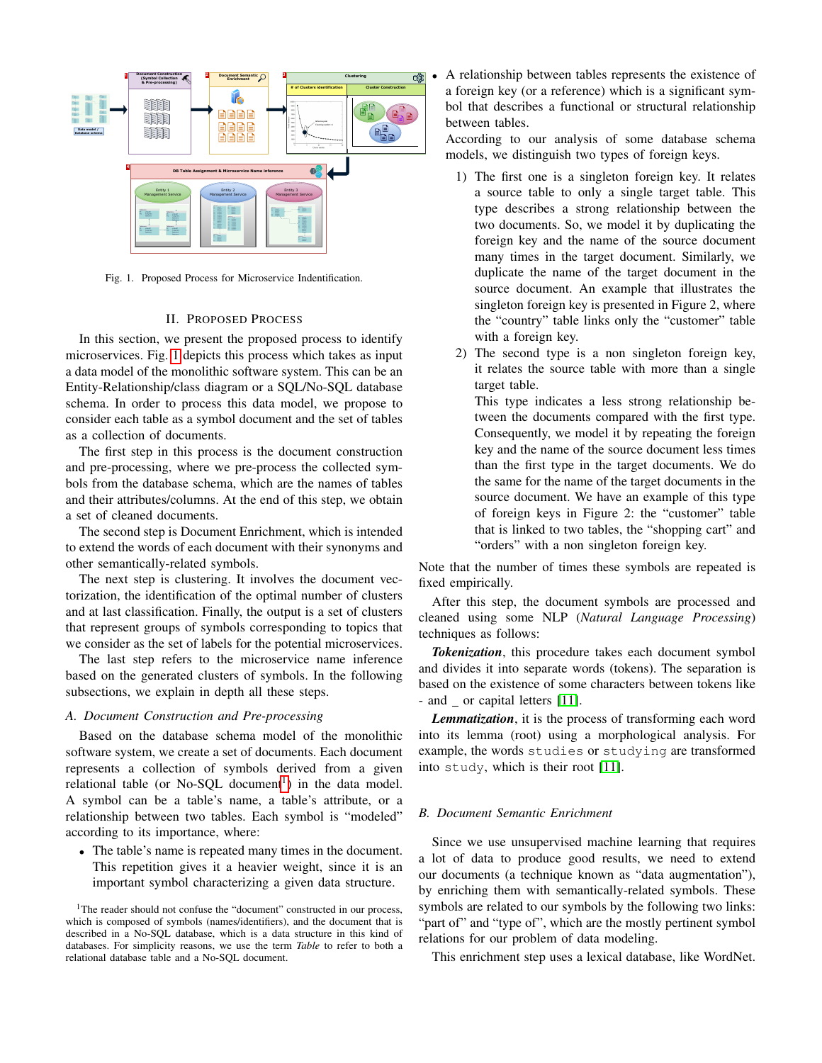Fig. 1. Proposed Process for Microservice Indentification.

## II. Proposed Process

In this section, we present the proposed process to identify microservices. Fig. 1 depicts this process which takes as input a data model of the monolithic software system. This can be an Entity-Relationship/class diagram or a SQL/No-SQL database schema. In order to process this data model, we propose to consider each table as a symbol document and the set of tables as a collection of documents.

The first step in this process is the document construction and pre-processing, where we pre-process the collected symbols from the database schema, which are the names of tables and their attributes/columns. At the end of this step, we obtain a set of cleaned documents.

The second step is Document Enrichment, which is intended to extend the words of each document with their synonyms and other semantically-related symbols.

The next step is clustering. It involves the document vectorization, the identification of the optimal number of clusters and at last classification. Finally, the output is a set of clusters that represent groups of symbols corresponding to topics that we consider as the set of labels for the potential microservices.

The last step refers to the microservice name inference based on the generated clusters of symbols. In the following subsections, we explain in depth all these steps.

### A. Document Construction and Pre-processing

Based on the database schema model of the monolithic software system, we create a set of documents. Each document represents a collection of symbols derived from a given relational table (or No-SQL document[1]) in the data model. A symbol can be a table's name, a table's attribute, or a relationship between two tables. Each symbol is "modeled" according to its importance, where:

- The table's name is repeated many times in the document. This repetition gives it a heavier weight, since it is an important symbol characterizing a given data structure.
- A relationship between tables represents the existence of a foreign key (or a reference) which is a significant symbol that describes a functional or structural relationship between tables.

  According to our analysis of some database schema models, we distinguish two types of foreign keys.

  1) The first one is a singleton foreign key. It relates a source table to only a single target table. This type describes a strong relationship between the two documents. So, we model it by duplicating the foreign key and the name of the source document many times in the target document. Similarly, we duplicate the name of the target document in the source document. An example that illustrates the singleton foreign key is presented in Figure 2, where the "country" table links only the "customer" table with a foreign key.
  2) The second type is a non singleton foreign key, it relates the source table with more than a single target table.

     This type indicates a less strong relationship between the documents compared with the first type. Consequently, we model it by repeating the foreign key and the name of the source document less times than the first type in the target documents. We do the same for the name of the target documents in the source document. We have an example of this type of foreign keys in Figure 2: the "customer" table that is linked to two tables, the "shopping cart" and "orders" with a non singleton foreign key.

Note that the number of times these symbols are repeated is fixed empirically.

After this step, the document symbols are processed and cleaned using some NLP (*Natural Language Processing*) techniques as follows:

***Tokenization***, this procedure takes each document symbol and divides it into separate words (tokens). The separation is based on the existence of some characters between tokens like - and _ or capital letters [11].

***Lemmatization***, it is the process of transforming each word into its lemma (root) using a morphological analysis. For example, the words `studies` or `studying` are transformed into `study`, which is their root [11].

### B. Document Semantic Enrichment

Since we use unsupervised machine learning that requires a lot of data to produce good results, we need to extend our documents (a technique known as "data augmentation"), by enriching them with semantically-related symbols. These symbols are related to our symbols by the following two links: "part of" and "type of", which are the mostly pertinent symbol relations for our problem of data modeling.

This enrichment step uses a lexical database, like WordNet.

[1]The reader should not confuse the "document" constructed in our process, which is composed of symbols (names/identifiers), and the document that is described in a No-SQL database, which is a data structure in this kind of databases. For simplicity reasons, we use the term *Table* to refer to both a relational database table and a No-SQL document.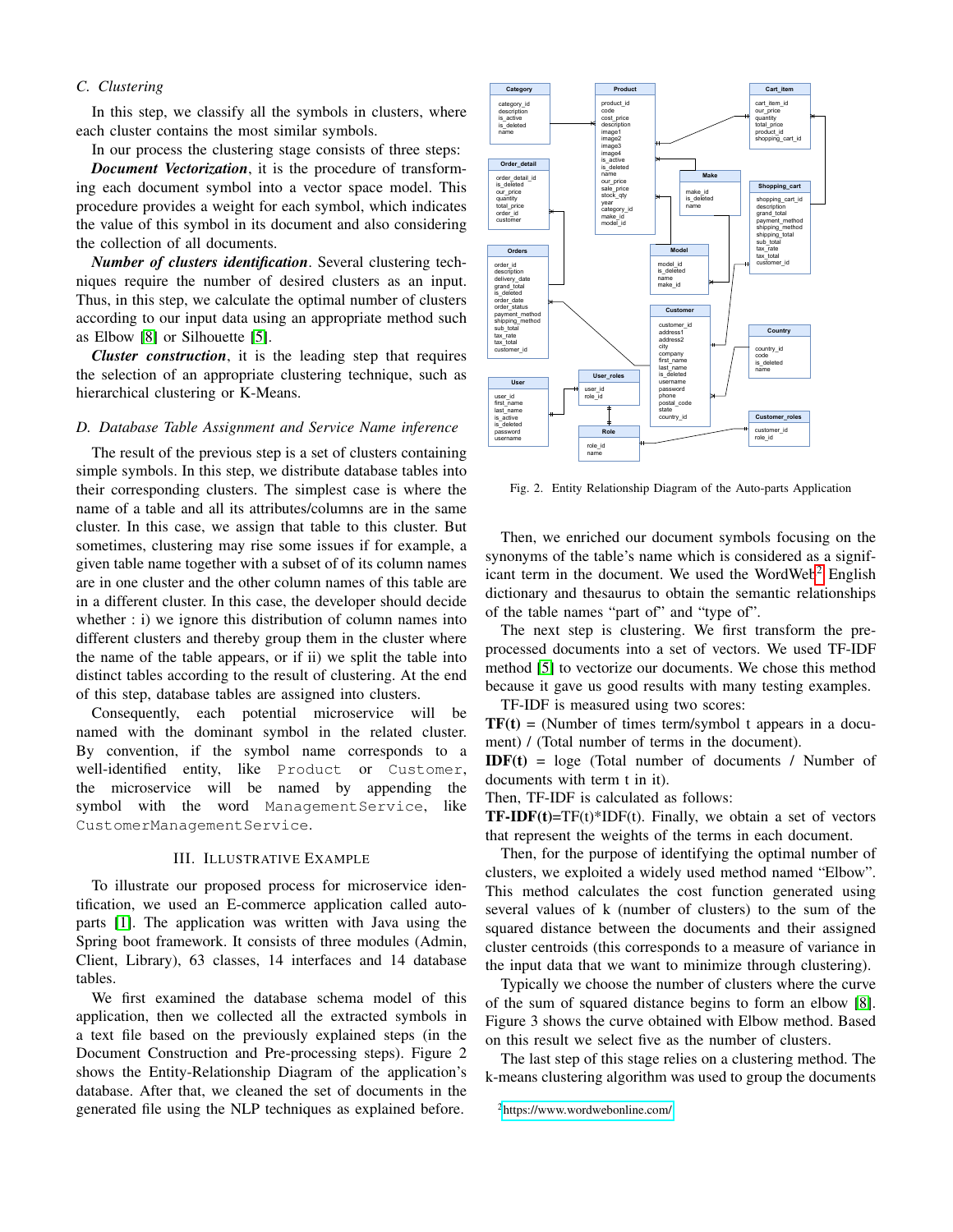### C. Clustering

In this step, we classify all the symbols in clusters, where each cluster contains the most similar symbols.

In our process the clustering stage consists of three steps:

***Document Vectorization***, it is the procedure of transforming each document symbol into a vector space model. This procedure provides a weight for each symbol, which indicates the value of this symbol in its document and also considering the collection of all documents.

***Number of clusters identification***. Several clustering techniques require the number of desired clusters as an input. Thus, in this step, we calculate the optimal number of clusters according to our input data using an appropriate method such as Elbow [8] or Silhouette [5].

***Cluster construction***, it is the leading step that requires the selection of an appropriate clustering technique, such as hierarchical clustering or K-Means.

### D. Database Table Assignment and Service Name inference

The result of the previous step is a set of clusters containing simple symbols. In this step, we distribute database tables into their corresponding clusters. The simplest case is where the name of a table and all its attributes/columns are in the same cluster. In this case, we assign that table to this cluster. But sometimes, clustering may rise some issues if for example, a given table name together with a subset of of its column names are in one cluster and the other column names of this table are in a different cluster. In this case, the developer should decide whether : i) we ignore this distribution of column names into different clusters and thereby group them in the cluster where the name of the table appears, or if ii) we split the table into distinct tables according to the result of clustering. At the end of this step, database tables are assigned into clusters.

Consequently, each potential microservice will be named with the dominant symbol in the related cluster. By convention, if the symbol name corresponds to a well-identified entity, like `Product` or `Customer`, the microservice will be named by appending the symbol with the word `ManagementService`, like `CustomerManagementService`.

## III. Illustrative Example

To illustrate our proposed process for microservice identification, we used an E-commerce application called auto-parts [1]. The application was written with Java using the Spring boot framework. It consists of three modules (Admin, Client, Library), 63 classes, 14 interfaces and 14 database tables.

We first examined the database schema model of this application, then we collected all the extracted symbols in a text file based on the previously explained steps (in the Document Construction and Pre-processing steps). Figure 2 shows the Entity-Relationship Diagram of the application's database. After that, we cleaned the set of documents in the generated file using the NLP techniques as explained before.

Fig. 2. Entity Relationship Diagram of the Auto-parts Application

Then, we enriched our document symbols focusing on the synonyms of the table's name which is considered as a significant term in the document. We used the WordWeb[2] English dictionary and thesaurus to obtain the semantic relationships of the table names "part of" and "type of".

The next step is clustering. We first transform the pre-processed documents into a set of vectors. We used TF-IDF method [5] to vectorize our documents. We chose this method because it gave us good results with many testing examples.

TF-IDF is measured using two scores:

**TF(t)** = (Number of times term/symbol t appears in a document) / (Total number of terms in the document).

**IDF(t)** = loge (Total number of documents / Number of documents with term t in it).

Then, TF-IDF is calculated as follows:

**TF-IDF(t)**=TF(t)*IDF(t). Finally, we obtain a set of vectors that represent the weights of the terms in each document.

Then, for the purpose of identifying the optimal number of clusters, we exploited a widely used method named "Elbow". This method calculates the cost function generated using several values of k (number of clusters) to the sum of the squared distance between the documents and their assigned cluster centroids (this corresponds to a measure of variance in the input data that we want to minimize through clustering).

Typically we choose the number of clusters where the curve of the sum of squared distance begins to form an elbow [8]. Figure 3 shows the curve obtained with Elbow method. Based on this result we select five as the number of clusters.

The last step of this stage relies on a clustering method. The k-means clustering algorithm was used to group the documents

[2] https://www.wordwebonline.com/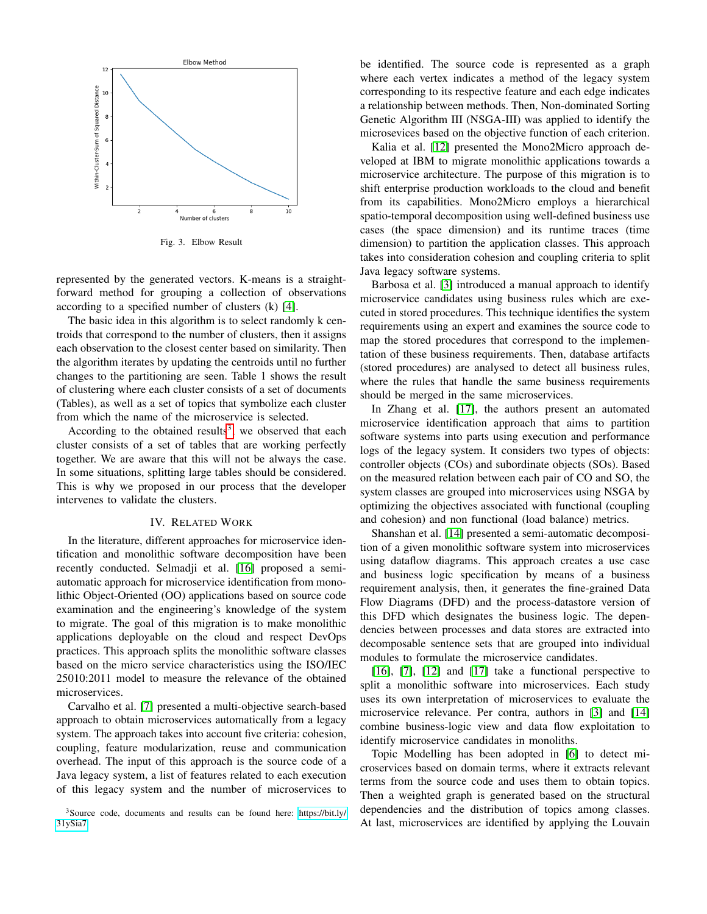Fig. 3. Elbow Result

represented by the generated vectors. K-means is a straightforward method for grouping a collection of observations according to a specified number of clusters (k) [4].

The basic idea in this algorithm is to select randomly k centroids that correspond to the number of clusters, then it assigns each observation to the closest center based on similarity. Then the algorithm iterates by updating the centroids until no further changes to the partitioning are seen. Table 1 shows the result of clustering where each cluster consists of a set of documents (Tables), as well as a set of topics that symbolize each cluster from which the name of the microservice is selected.

According to the obtained results[3], we observed that each cluster consists of a set of tables that are working perfectly together. We are aware that this will not be always the case. In some situations, splitting large tables should be considered. This is why we proposed in our process that the developer intervenes to validate the clusters.

## IV. Related Work

In the literature, different approaches for microservice identification and monolithic software decomposition have been recently conducted. Selmadji et al. [16] proposed a semi-automatic approach for microservice identification from monolithic Object-Oriented (OO) applications based on source code examination and the engineering's knowledge of the system to migrate. The goal of this migration is to make monolithic applications deployable on the cloud and respect DevOps practices. This approach splits the monolithic software classes based on the micro service characteristics using the ISO/IEC 25010:2011 model to measure the relevance of the obtained microservices.

Carvalho et al. [7] presented a multi-objective search-based approach to obtain microservices automatically from a legacy system. The approach takes into account five criteria: cohesion, coupling, feature modularization, reuse and communication overhead. The input of this approach is the source code of a Java legacy system, a list of features related to each execution of this legacy system and the number of microservices to be identified. The source code is represented as a graph where each vertex indicates a method of the legacy system corresponding to its respective feature and each edge indicates a relationship between methods. Then, Non-dominated Sorting Genetic Algorithm III (NSGA-III) was applied to identify the microsevices based on the objective function of each criterion.

Kalia et al. [12] presented the Mono2Micro approach developed at IBM to migrate monolithic applications towards a microservice architecture. The purpose of this migration is to shift enterprise production workloads to the cloud and benefit from its capabilities. Mono2Micro employs a hierarchical spatio-temporal decomposition using well-defined business use cases (the space dimension) and its runtime traces (time dimension) to partition the application classes. This approach takes into consideration cohesion and coupling criteria to split Java legacy software systems.

Barbosa et al. [3] introduced a manual approach to identify microservice candidates using business rules which are executed in stored procedures. This technique identifies the system requirements using an expert and examines the source code to map the stored procedures that correspond to the implementation of these business requirements. Then, database artifacts (stored procedures) are analysed to detect all business rules, where the rules that handle the same business requirements should be merged in the same microservices.

In Zhang et al. [17], the authors present an automated microservice identification approach that aims to partition software systems into parts using execution and performance logs of the legacy system. It considers two types of objects: controller objects (COs) and subordinate objects (SOs). Based on the measured relation between each pair of CO and SO, the system classes are grouped into microservices using NSGA by optimizing the objectives associated with functional (coupling and cohesion) and non functional (load balance) metrics.

Shanshan et al. [14] presented a semi-automatic decomposition of a given monolithic software system into microservices using dataflow diagrams. This approach creates a use case and business logic specification by means of a business requirement analysis, then, it generates the fine-grained Data Flow Diagrams (DFD) and the process-datastore version of this DFD which designates the business logic. The dependencies between processes and data stores are extracted into decomposable sentence sets that are grouped into individual modules to formulate the microservice candidates.

[16], [7], [12] and [17] take a functional perspective to split a monolithic software into microservices. Each study uses its own interpretation of microservices to evaluate the microservice relevance. Per contra, authors in [3] and [14] combine business-logic view and data flow exploitation to identify microservice candidates in monoliths.

Topic Modelling has been adopted in [6] to detect microservices based on domain terms, where it extracts relevant terms from the source code and uses them to obtain topics. Then a weighted graph is generated based on the structural dependencies and the distribution of topics among classes. At last, microservices are identified by applying the Louvain

[3]Source code, documents and results can be found here: https://bit.ly/31ySia7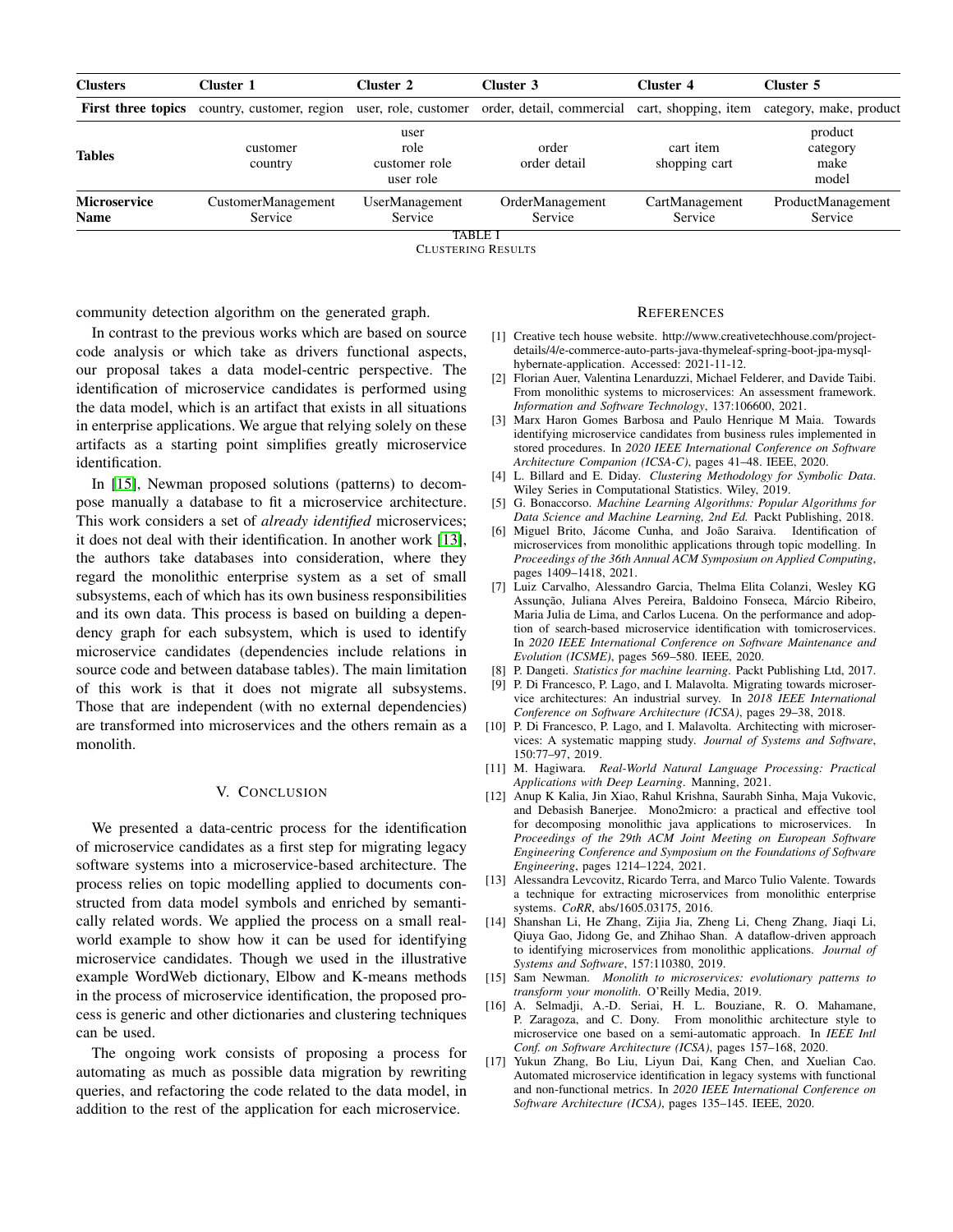| Clusters | Cluster 1 | Cluster 2 | Cluster 3 | Cluster 4 | Cluster 5 |
|---|---|---|---|---|---|
| **First three topics** | country, customer, region | user, role, customer | order, detail, commercial | cart, shopping, item | category, make, product |
| **Tables** | customer<br>country | user<br>role<br>customer role<br>user role | order<br>order detail | cart item<br>shopping cart | product<br>category<br>make<br>model |
| **Microservice Name** | CustomerManagement Service | UserManagement Service | OrderManagement Service | CartManagement Service | ProductManagement Service |

TABLE I
CLUSTERING RESULTS

community detection algorithm on the generated graph.

In contrast to the previous works which are based on source code analysis or which take as drivers functional aspects, our proposal takes a data model-centric perspective. The identification of microservice candidates is performed using the data model, which is an artifact that exists in all situations in enterprise applications. We argue that relying solely on these artifacts as a starting point simplifies greatly microservice identification.

In [15], Newman proposed solutions (patterns) to decompose manually a database to fit a microservice architecture. This work considers a set of *already identified* microservices; it does not deal with their identification. In another work [13], the authors take databases into consideration, where they regard the monolithic enterprise system as a set of small subsystems, each of which has its own business responsibilities and its own data. This process is based on building a dependency graph for each subsystem, which is used to identify microservice candidates (dependencies include relations in source code and between database tables). The main limitation of this work is that it does not migrate all subsystems. Those that are independent (with no external dependencies) are transformed into microservices and the others remain as a monolith.

## V. Conclusion

We presented a data-centric process for the identification of microservice candidates as a first step for migrating legacy software systems into a microservice-based architecture. The process relies on topic modelling applied to documents constructed from data model symbols and enriched by semantically related words. We applied the process on a small real-world example to show how it can be used for identifying microservice candidates. Though we used in the illustrative example WordWeb dictionary, Elbow and K-means methods in the process of microservice identification, the proposed process is generic and other dictionaries and clustering techniques can be used.

The ongoing work consists of proposing a process for automating as much as possible data migration by rewriting queries, and refactoring the code related to the data model, in addition to the rest of the application for each microservice.

## References

[1] Creative tech house website. http://www.creativetechhouse.com/project-details/4/e-commerce-auto-parts-java-thymeleaf-spring-boot-jpa-mysql-hybernate-application. Accessed: 2021-11-12.

[2] Florian Auer, Valentina Lenarduzzi, Michael Felderer, and Davide Taibi. From monolithic systems to microservices: An assessment framework. *Information and Software Technology*, 137:106600, 2021.

[3] Marx Haron Gomes Barbosa and Paulo Henrique M Maia. Towards identifying microservice candidates from business rules implemented in stored procedures. In *2020 IEEE International Conference on Software Architecture Companion (ICSA-C)*, pages 41–48. IEEE, 2020.

[4] L. Billard and E. Diday. *Clustering Methodology for Symbolic Data*. Wiley Series in Computational Statistics. Wiley, 2019.

[5] G. Bonaccorso. *Machine Learning Algorithms: Popular Algorithms for Data Science and Machine Learning, 2nd Ed.* Packt Publishing, 2018.

[6] Miguel Brito, Jácome Cunha, and João Saraiva. Identification of microservices from monolithic applications through topic modelling. In *Proceedings of the 36th Annual ACM Symposium on Applied Computing*, pages 1409–1418, 2021.

[7] Luiz Carvalho, Alessandro Garcia, Thelma Elita Colanzi, Wesley KG Assunção, Juliana Alves Pereira, Baldoino Fonseca, Márcio Ribeiro, Maria Julia de Lima, and Carlos Lucena. On the performance and adoption of search-based microservice identification with toMicroservices. In *2020 IEEE International Conference on Software Maintenance and Evolution (ICSME)*, pages 569–580. IEEE, 2020.

[8] P. Dangeti. *Statistics for machine learning*. Packt Publishing Ltd, 2017.

[9] P. Di Francesco, P. Lago, and I. Malavolta. Migrating towards microservice architectures: An industrial survey. In *2018 IEEE International Conference on Software Architecture (ICSA)*, pages 29–38, 2018.

[10] P. Di Francesco, P. Lago, and I. Malavolta. Architecting with microservices: A systematic mapping study. *Journal of Systems and Software*, 150:77–97, 2019.

[11] M. Hagiwara. *Real-World Natural Language Processing: Practical Applications with Deep Learning*. Manning, 2021.

[12] Anup K Kalia, Jin Xiao, Rahul Krishna, Saurabh Sinha, Maja Vukovic, and Debasish Banerjee. Mono2micro: a practical and effective tool for decomposing monolithic java applications to microservices. In *Proceedings of the 29th ACM Joint Meeting on European Software Engineering Conference and Symposium on the Foundations of Software Engineering*, pages 1214–1224, 2021.

[13] Alessandra Levcovitz, Ricardo Terra, and Marco Tulio Valente. Towards a technique for extracting microservices from monolithic enterprise systems. *CoRR*, abs/1605.03175, 2016.

[14] Shanshan Li, He Zhang, Zijia Jia, Zheng Li, Cheng Zhang, Jiaqi Li, Qiuya Gao, Jidong Ge, and Zhihao Shan. A dataflow-driven approach to identifying microservices from monolithic applications. *Journal of Systems and Software*, 157:110380, 2019.

[15] Sam Newman. *Monolith to microservices: evolutionary patterns to transform your monolith*. O'Reilly Media, 2019.

[16] A. Selmadji, A.-D. Seriai, H. L. Bouziane, R. O. Mahamane, P. Zaragoza, and C. Dony. From monolithic architecture style to microservice one based on a semi-automatic approach. In *IEEE Intl Conf. on Software Architecture (ICSA)*, pages 157–168, 2020.

[17] Yukun Zhang, Bo Liu, Liyun Dai, Kang Chen, and Xuelian Cao. Automated microservice identification in legacy systems with functional and non-functional metrics. In *2020 IEEE International Conference on Software Architecture (ICSA)*, pages 135–145. IEEE, 2020.